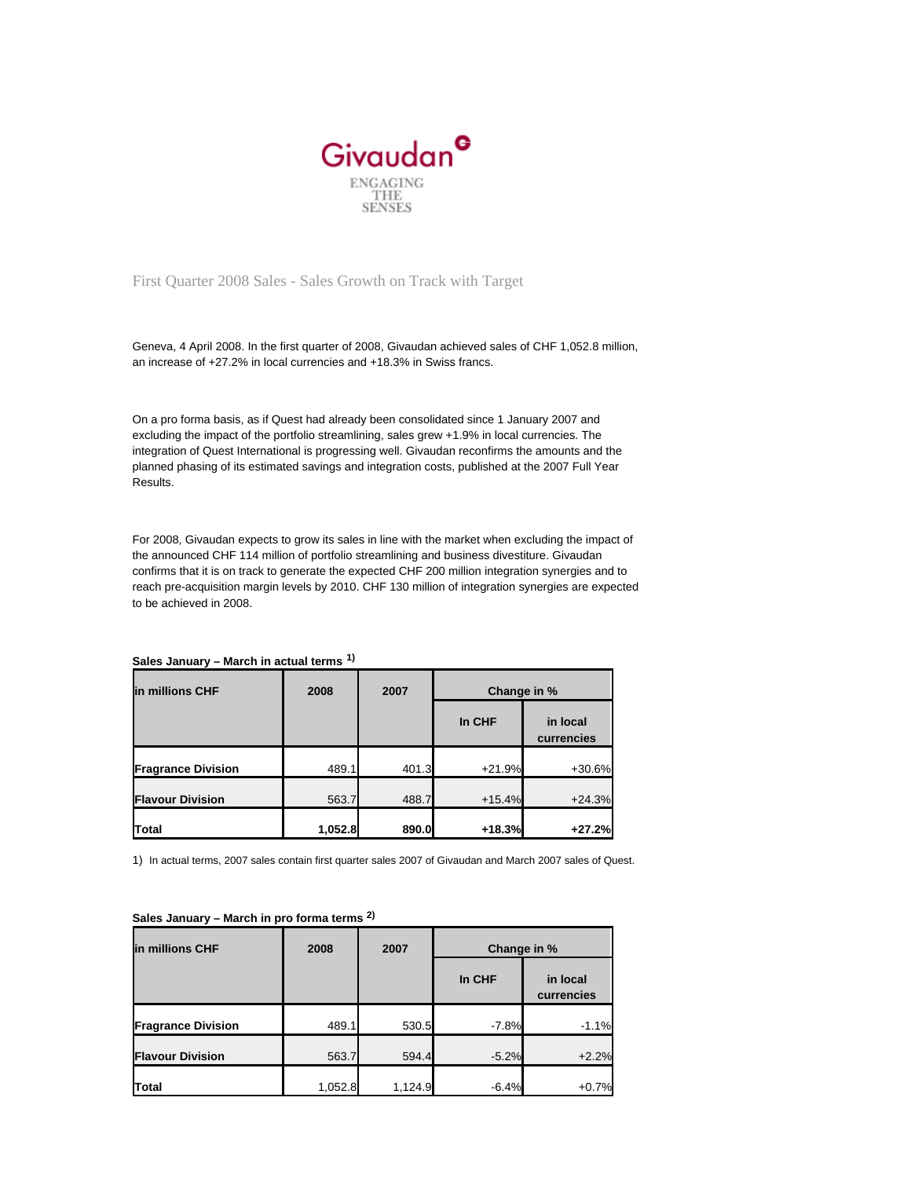Givaudan

ENGAGING THE SENSES

# First Quarter 2008 Sales - Sales Growth on Track with Target

Geneva, 4 April 2008. In the first quarter of 2008, Givaudan achieved sales of CHF 1,052.8 million, an increase of +27.2% in local currencies and +18.3% in Swiss francs.

On a pro forma basis, as if Quest had already been consolidated since 1 January 2007 and excluding the impact of the portfolio streamlining, sales grew +1.9% in local currencies. The integration of Quest International is progressing well. Givaudan reconfirms the amounts and the planned phasing of its estimated savings and integration costs, published at the 2007 Full Year Results.

For 2008, Givaudan expects to grow its sales in line with the market when excluding the impact of the announced CHF 114 million of portfolio streamlining and business divestiture. Givaudan confirms that it is on track to generate the expected CHF 200 million integration synergies and to reach pre-acquisition margin levels by 2010. CHF 130 million of integration synergies are expected to be achieved in 2008.

**Sales January – March in actual terms [1)]**

| in millions CHF | 2008 | 2007 | Change in % | |
|---|---|---|---|---|
| | | | In CHF | in local currencies |
| **Fragrance Division** | 489.1 | 401.3 | +21.9% | +30.6% |
| **Flavour Division** | 563.7 | 488.7 | +15.4% | +24.3% |
| **Total** | **1,052.8** | **890.0** | **+18.3%** | **+27.2%** |

1) In actual terms, 2007 sales contain first quarter sales 2007 of Givaudan and March 2007 sales of Quest.

**Sales January – March in pro forma terms [2)]**

| in millions CHF | 2008 | 2007 | Change in % | |
|---|---|---|---|---|
| | | | In CHF | in local currencies |
| **Fragrance Division** | 489.1 | 530.5 | -7.8% | -1.1% |
| **Flavour Division** | 563.7 | 594.4 | -5.2% | +2.2% |
| **Total** | 1,052.8 | 1,124.9 | -6.4% | +0.7% |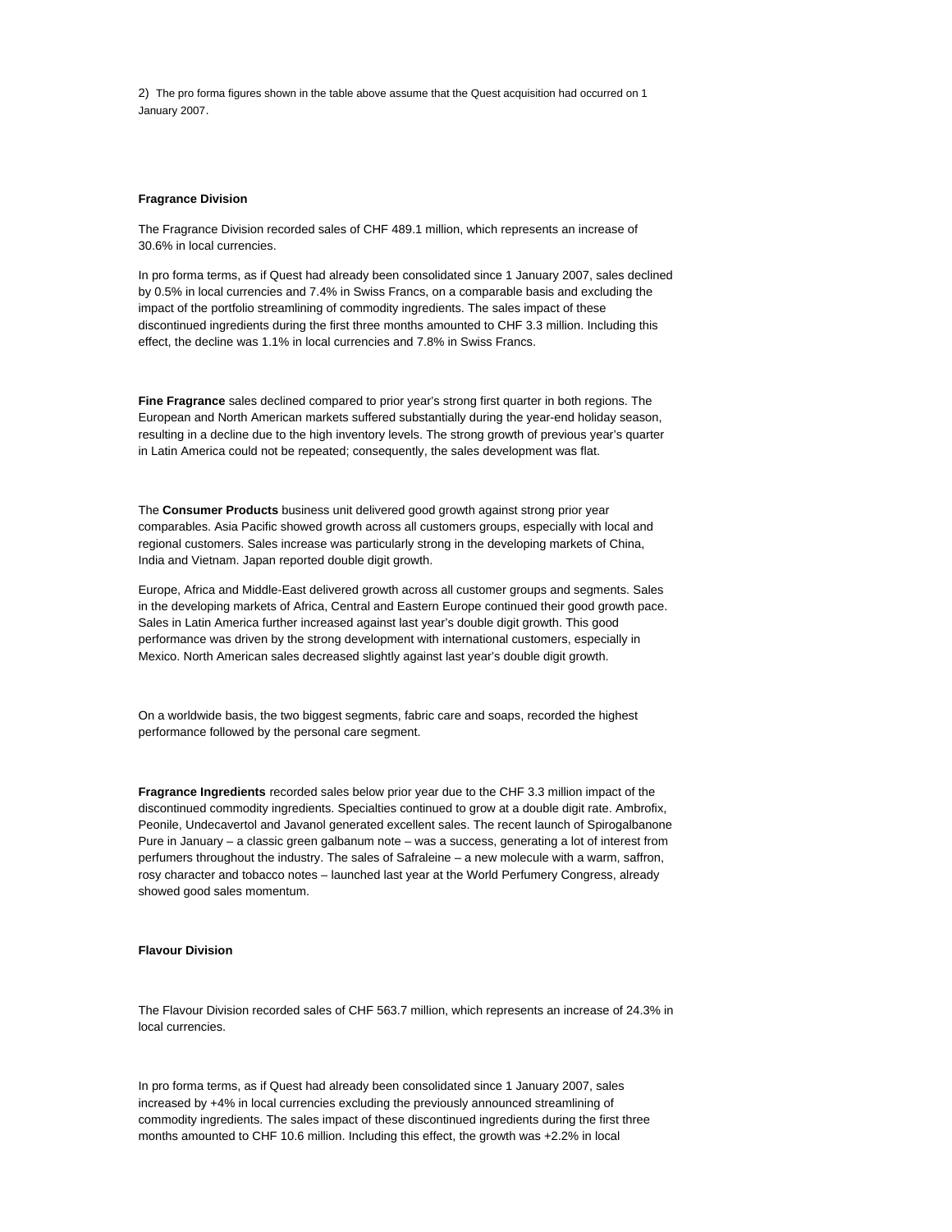2) The pro forma figures shown in the table above assume that the Quest acquisition had occurred on 1 January 2007.

**Fragrance Division**

The Fragrance Division recorded sales of CHF 489.1 million, which represents an increase of 30.6% in local currencies.

In pro forma terms, as if Quest had already been consolidated since 1 January 2007, sales declined by 0.5% in local currencies and 7.4% in Swiss Francs, on a comparable basis and excluding the impact of the portfolio streamlining of commodity ingredients. The sales impact of these discontinued ingredients during the first three months amounted to CHF 3.3 million. Including this effect, the decline was 1.1% in local currencies and 7.8% in Swiss Francs.

**Fine Fragrance** sales declined compared to prior year's strong first quarter in both regions. The European and North American markets suffered substantially during the year-end holiday season, resulting in a decline due to the high inventory levels. The strong growth of previous year's quarter in Latin America could not be repeated; consequently, the sales development was flat.

The **Consumer Products** business unit delivered good growth against strong prior year comparables. Asia Pacific showed growth across all customers groups, especially with local and regional customers. Sales increase was particularly strong in the developing markets of China, India and Vietnam. Japan reported double digit growth.

Europe, Africa and Middle-East delivered growth across all customer groups and segments. Sales in the developing markets of Africa, Central and Eastern Europe continued their good growth pace. Sales in Latin America further increased against last year's double digit growth. This good performance was driven by the strong development with international customers, especially in Mexico. North American sales decreased slightly against last year's double digit growth.

On a worldwide basis, the two biggest segments, fabric care and soaps, recorded the highest performance followed by the personal care segment.

**Fragrance Ingredients** recorded sales below prior year due to the CHF 3.3 million impact of the discontinued commodity ingredients. Specialties continued to grow at a double digit rate. Ambrofix, Peonile, Undecavertol and Javanol generated excellent sales. The recent launch of Spirogalbanone Pure in January – a classic green galbanum note – was a success, generating a lot of interest from perfumers throughout the industry. The sales of Safraleine – a new molecule with a warm, saffron, rosy character and tobacco notes – launched last year at the World Perfumery Congress, already showed good sales momentum.

**Flavour Division**

The Flavour Division recorded sales of CHF 563.7 million, which represents an increase of 24.3% in local currencies.

In pro forma terms, as if Quest had already been consolidated since 1 January 2007, sales increased by +4% in local currencies excluding the previously announced streamlining of commodity ingredients. The sales impact of these discontinued ingredients during the first three months amounted to CHF 10.6 million. Including this effect, the growth was +2.2% in local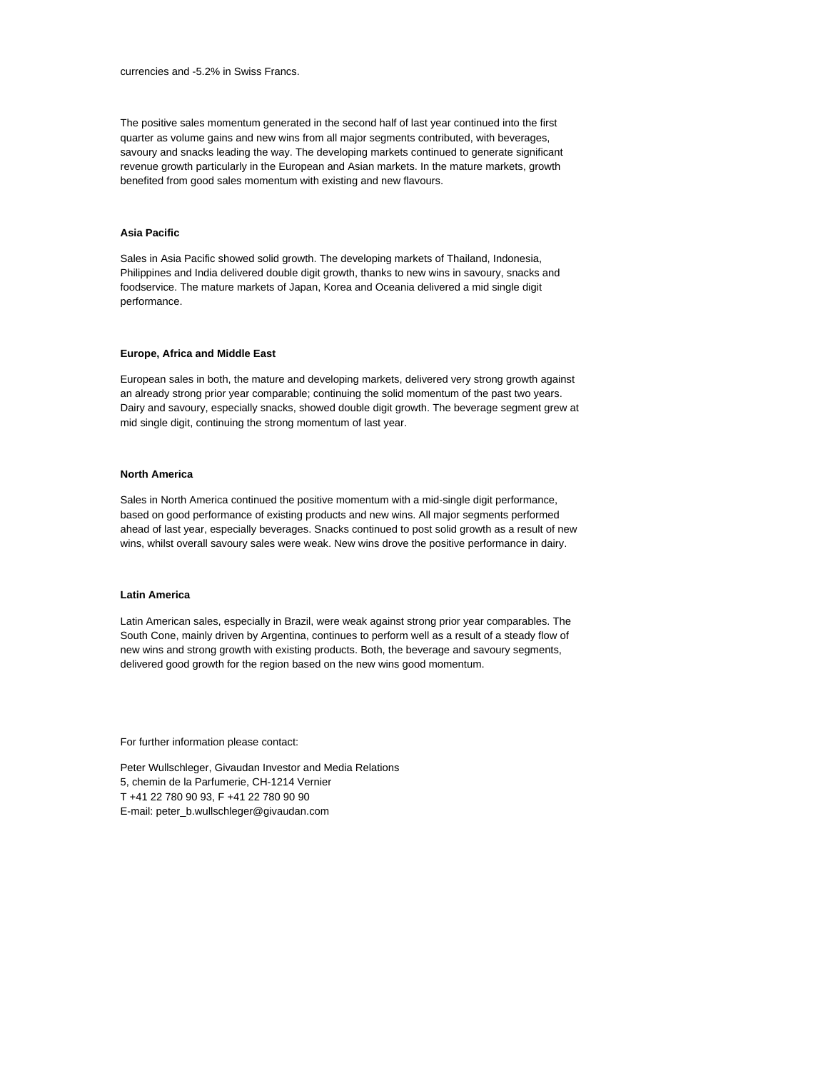currencies and -5.2% in Swiss Francs.

The positive sales momentum generated in the second half of last year continued into the first quarter as volume gains and new wins from all major segments contributed, with beverages, savoury and snacks leading the way. The developing markets continued to generate significant revenue growth particularly in the European and Asian markets. In the mature markets, growth benefited from good sales momentum with existing and new flavours.

**Asia Pacific**

Sales in Asia Pacific showed solid growth. The developing markets of Thailand, Indonesia, Philippines and India delivered double digit growth, thanks to new wins in savoury, snacks and foodservice. The mature markets of Japan, Korea and Oceania delivered a mid single digit performance.

**Europe, Africa and Middle East**

European sales in both, the mature and developing markets, delivered very strong growth against an already strong prior year comparable; continuing the solid momentum of the past two years. Dairy and savoury, especially snacks, showed double digit growth. The beverage segment grew at mid single digit, continuing the strong momentum of last year.

**North America**

Sales in North America continued the positive momentum with a mid-single digit performance, based on good performance of existing products and new wins. All major segments performed ahead of last year, especially beverages. Snacks continued to post solid growth as a result of new wins, whilst overall savoury sales were weak. New wins drove the positive performance in dairy.

**Latin America**

Latin American sales, especially in Brazil, were weak against strong prior year comparables. The South Cone, mainly driven by Argentina, continues to perform well as a result of a steady flow of new wins and strong growth with existing products. Both, the beverage and savoury segments, delivered good growth for the region based on the new wins good momentum.

For further information please contact:

Peter Wullschleger, Givaudan Investor and Media Relations
5, chemin de la Parfumerie, CH-1214 Vernier
T +41 22 780 90 93, F +41 22 780 90 90
E-mail: peter_b.wullschleger@givaudan.com